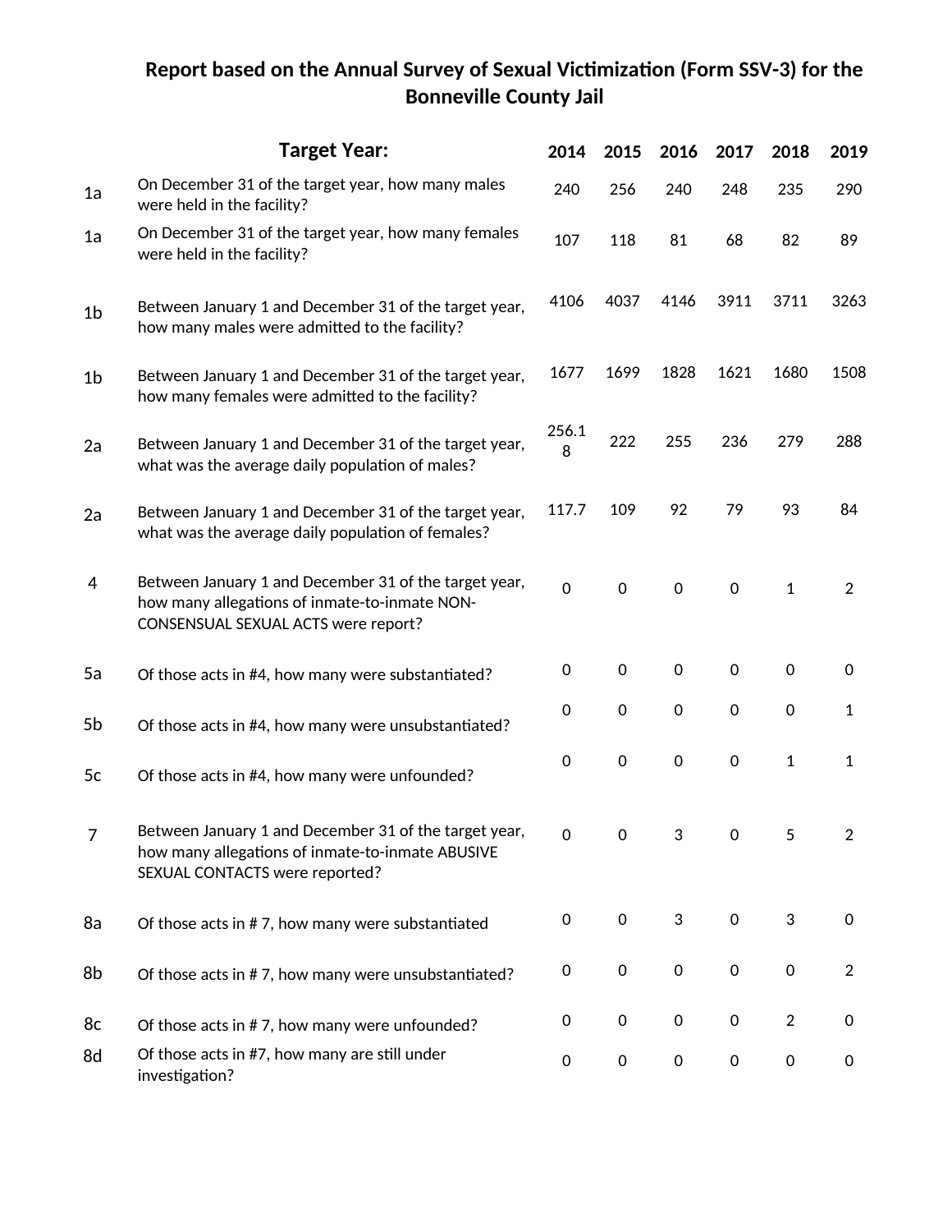# Report based on the Annual Survey of Sexual Victimization (Form SSV-3) for the Bonneville County Jail

| | Target Year: | 2014 | 2015 | 2016 | 2017 | 2018 | 2019 |
|---|---|---|---|---|---|---|---|
| 1a | On December 31 of the target year, how many males were held in the facility? | 240 | 256 | 240 | 248 | 235 | 290 |
| 1a | On December 31 of the target year, how many females were held in the facility? | 107 | 118 | 81 | 68 | 82 | 89 |
| 1b | Between January 1 and December 31 of the target year, how many males were admitted to the facility? | 4106 | 4037 | 4146 | 3911 | 3711 | 3263 |
| 1b | Between January 1 and December 31 of the target year, how many females were admitted to the facility? | 1677 | 1699 | 1828 | 1621 | 1680 | 1508 |
| 2a | Between January 1 and December 31 of the target year, what was the average daily population of males? | 256.18 | 222 | 255 | 236 | 279 | 288 |
| 2a | Between January 1 and December 31 of the target year, what was the average daily population of females? | 117.7 | 109 | 92 | 79 | 93 | 84 |
| 4 | Between January 1 and December 31 of the target year, how many allegations of inmate-to-inmate NON-CONSENSUAL SEXUAL ACTS were report? | 0 | 0 | 0 | 0 | 1 | 2 |
| 5a | Of those acts in #4, how many were substantiated? | 0 | 0 | 0 | 0 | 0 | 0 |
| 5b | Of those acts in #4, how many were unsubstantiated? | 0 | 0 | 0 | 0 | 0 | 1 |
| 5c | Of those acts in #4, how many were unfounded? | 0 | 0 | 0 | 0 | 1 | 1 |
| 7 | Between January 1 and December 31 of the target year, how many allegations of inmate-to-inmate ABUSIVE SEXUAL CONTACTS were reported? | 0 | 0 | 3 | 0 | 5 | 2 |
| 8a | Of those acts in # 7, how many were substantiated | 0 | 0 | 3 | 0 | 3 | 0 |
| 8b | Of those acts in # 7, how many were unsubstantiated? | 0 | 0 | 0 | 0 | 0 | 2 |
| 8c | Of those acts in # 7, how many were unfounded? | 0 | 0 | 0 | 0 | 2 | 0 |
| 8d | Of those acts in #7, how many are still under investigation? | 0 | 0 | 0 | 0 | 0 | 0 |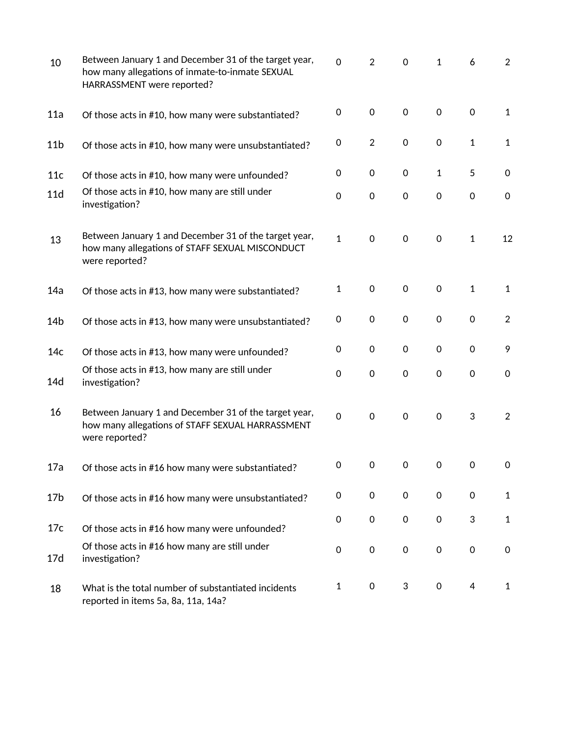| | | | | | | | |
|---|---|---|---|---|---|---|---|
| 10 | Between January 1 and December 31 of the target year, how many allegations of inmate-to-inmate SEXUAL HARRASSMENT were reported? | 0 | 2 | 0 | 1 | 6 | 2 |
| 11a | Of those acts in #10, how many were substantiated? | 0 | 0 | 0 | 0 | 0 | 1 |
| 11b | Of those acts in #10, how many were unsubstantiated? | 0 | 2 | 0 | 0 | 1 | 1 |
| 11c | Of those acts in #10, how many were unfounded? | 0 | 0 | 0 | 1 | 5 | 0 |
| 11d | Of those acts in #10, how many are still under investigation? | 0 | 0 | 0 | 0 | 0 | 0 |
| 13 | Between January 1 and December 31 of the target year, how many allegations of STAFF SEXUAL MISCONDUCT were reported? | 1 | 0 | 0 | 0 | 1 | 12 |
| 14a | Of those acts in #13, how many were substantiated? | 1 | 0 | 0 | 0 | 1 | 1 |
| 14b | Of those acts in #13, how many were unsubstantiated? | 0 | 0 | 0 | 0 | 0 | 2 |
| 14c | Of those acts in #13, how many were unfounded? | 0 | 0 | 0 | 0 | 0 | 9 |
| 14d | Of those acts in #13, how many are still under investigation? | 0 | 0 | 0 | 0 | 0 | 0 |
| 16 | Between January 1 and December 31 of the target year, how many allegations of STAFF SEXUAL HARRASSMENT were reported? | 0 | 0 | 0 | 0 | 3 | 2 |
| 17a | Of those acts in #16 how many were substantiated? | 0 | 0 | 0 | 0 | 0 | 0 |
| 17b | Of those acts in #16 how many were unsubstantiated? | 0 | 0 | 0 | 0 | 0 | 1 |
| 17c | Of those acts in #16 how many were unfounded? | 0 | 0 | 0 | 0 | 3 | 1 |
| 17d | Of those acts in #16 how many are still under investigation? | 0 | 0 | 0 | 0 | 0 | 0 |
| 18 | What is the total number of substantiated incidents reported in items 5a, 8a, 11a, 14a? | 1 | 0 | 3 | 0 | 4 | 1 |